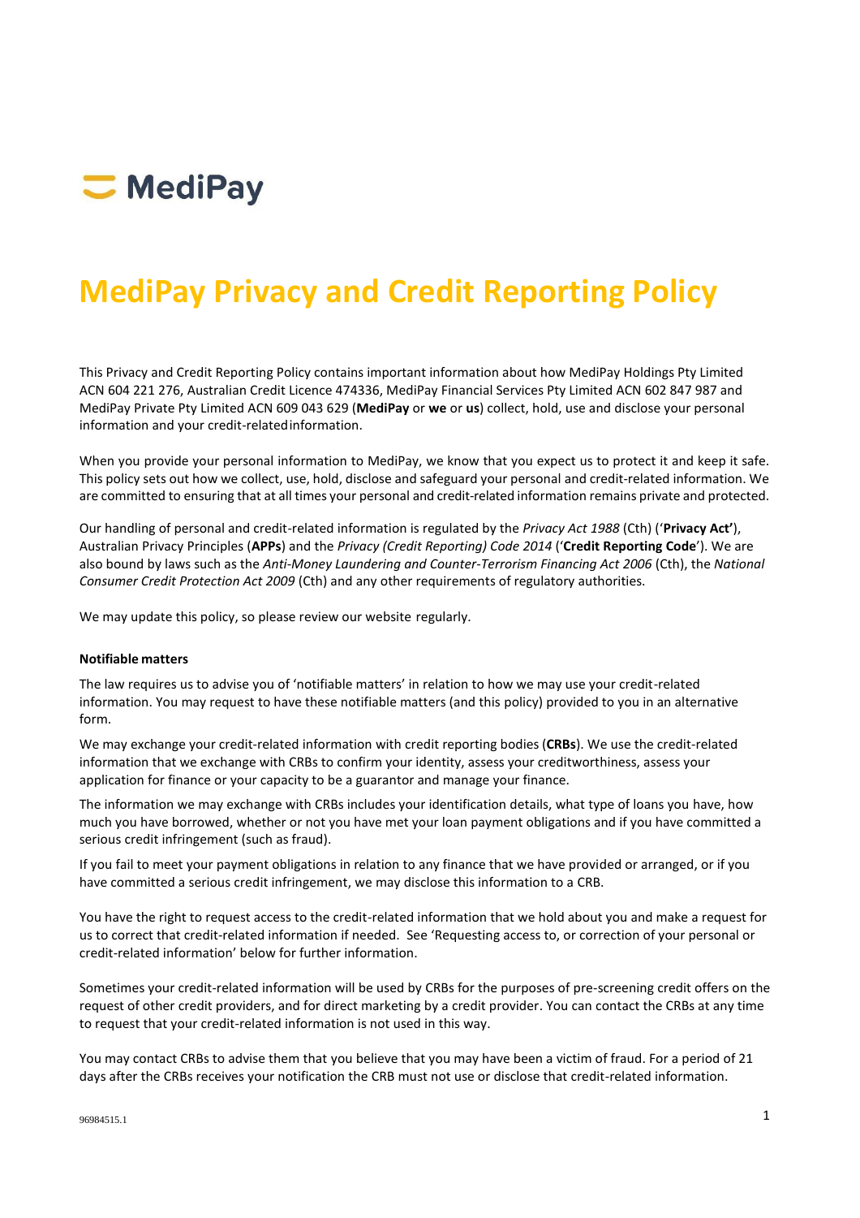MediPay

# MediPay Privacy and Credit Reporting Policy

This Privacy and Credit Reporting Policy contains important information about how MediPay Holdings Pty Limited ACN 604 221 276, Australian Credit Licence 474336, MediPay Financial Services Pty Limited ACN 602 847 987 and MediPay Private Pty Limited ACN 609 043 629 (**MediPay** or **we** or **us**) collect, hold, use and disclose your personal information and your credit-related information.

When you provide your personal information to MediPay, we know that you expect us to protect it and keep it safe. This policy sets out how we collect, use, hold, disclose and safeguard your personal and credit-related information. We are committed to ensuring that at all times your personal and credit-related information remains private and protected.

Our handling of personal and credit-related information is regulated by the *Privacy Act 1988* (Cth) ('**Privacy Act'**), Australian Privacy Principles (**APPs**) and the *Privacy (Credit Reporting) Code 2014* ('**Credit Reporting Code**'). We are also bound by laws such as the *Anti-Money Laundering and Counter-Terrorism Financing Act 2006* (Cth), the *National Consumer Credit Protection Act 2009* (Cth) and any other requirements of regulatory authorities.

We may update this policy, so please review our website regularly.

**Notifiable matters**

The law requires us to advise you of 'notifiable matters' in relation to how we may use your credit-related information. You may request to have these notifiable matters (and this policy) provided to you in an alternative form.

We may exchange your credit-related information with credit reporting bodies (**CRBs**). We use the credit-related information that we exchange with CRBs to confirm your identity, assess your creditworthiness, assess your application for finance or your capacity to be a guarantor and manage your finance.

The information we may exchange with CRBs includes your identification details, what type of loans you have, how much you have borrowed, whether or not you have met your loan payment obligations and if you have committed a serious credit infringement (such as fraud).

If you fail to meet your payment obligations in relation to any finance that we have provided or arranged, or if you have committed a serious credit infringement, we may disclose this information to a CRB.

You have the right to request access to the credit-related information that we hold about you and make a request for us to correct that credit-related information if needed. See 'Requesting access to, or correction of your personal or credit-related information' below for further information.

Sometimes your credit-related information will be used by CRBs for the purposes of pre-screening credit offers on the request of other credit providers, and for direct marketing by a credit provider. You can contact the CRBs at any time to request that your credit-related information is not used in this way.

You may contact CRBs to advise them that you believe that you may have been a victim of fraud. For a period of 21 days after the CRBs receives your notification the CRB must not use or disclose that credit-related information.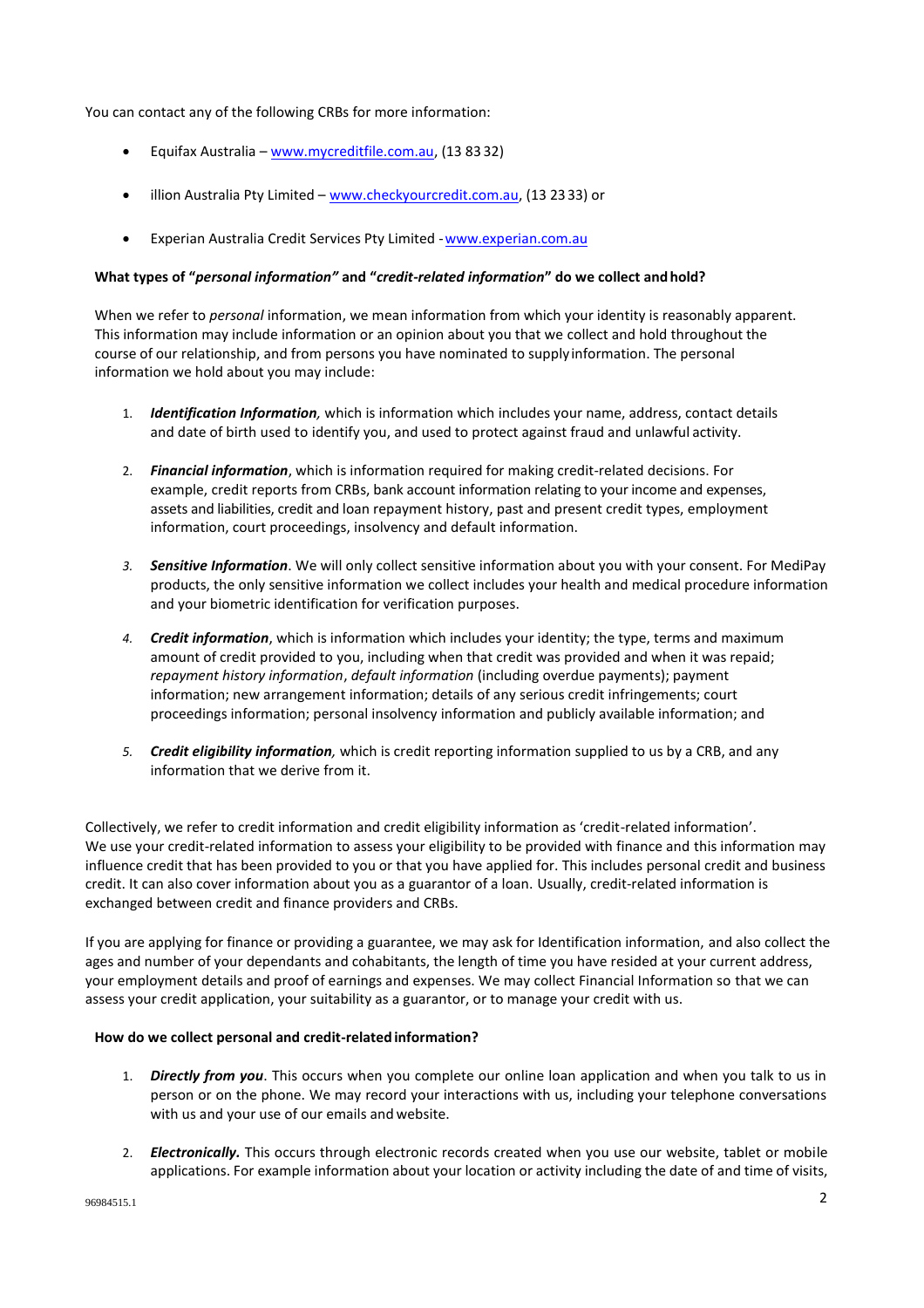You can contact any of the following CRBs for more information:

- Equifax Australia – www.mycreditfile.com.au, (13 83 32)
- illion Australia Pty Limited – www.checkyourcredit.com.au, (13 23 33) or
- Experian Australia Credit Services Pty Limited - www.experian.com.au

**What types of "*personal information*" and "*credit-related information*" do we collect and hold?**

When we refer to *personal* information, we mean information from which your identity is reasonably apparent. This information may include information or an opinion about you that we collect and hold throughout the course of our relationship, and from persons you have nominated to supply information. The personal information we hold about you may include:

1. ***Identification Information****,* which is information which includes your name, address, contact details and date of birth used to identify you, and used to protect against fraud and unlawful activity.
2. ***Financial information***, which is information required for making credit-related decisions. For example, credit reports from CRBs, bank account information relating to your income and expenses, assets and liabilities, credit and loan repayment history, past and present credit types, employment information, court proceedings, insolvency and default information.
3. ***Sensitive Information***. We will only collect sensitive information about you with your consent. For MediPay products, the only sensitive information we collect includes your health and medical procedure information and your biometric identification for verification purposes.
4. ***Credit information***, which is information which includes your identity; the type, terms and maximum amount of credit provided to you, including when that credit was provided and when it was repaid; *repayment history information*, *default information* (including overdue payments); payment information; new arrangement information; details of any serious credit infringements; court proceedings information; personal insolvency information and publicly available information; and
5. ***Credit eligibility information****,* which is credit reporting information supplied to us by a CRB, and any information that we derive from it.

Collectively, we refer to credit information and credit eligibility information as 'credit-related information'. We use your credit-related information to assess your eligibility to be provided with finance and this information may influence credit that has been provided to you or that you have applied for. This includes personal credit and business credit. It can also cover information about you as a guarantor of a loan. Usually, credit-related information is exchanged between credit and finance providers and CRBs.

If you are applying for finance or providing a guarantee, we may ask for Identification information, and also collect the ages and number of your dependants and cohabitants, the length of time you have resided at your current address, your employment details and proof of earnings and expenses. We may collect Financial Information so that we can assess your credit application, your suitability as a guarantor, or to manage your credit with us.

**How do we collect personal and credit-related information?**

1. ***Directly from you***. This occurs when you complete our online loan application and when you talk to us in person or on the phone. We may record your interactions with us, including your telephone conversations with us and your use of our emails and website.
2. ***Electronically.*** This occurs through electronic records created when you use our website, tablet or mobile applications. For example information about your location or activity including the date of and time of visits,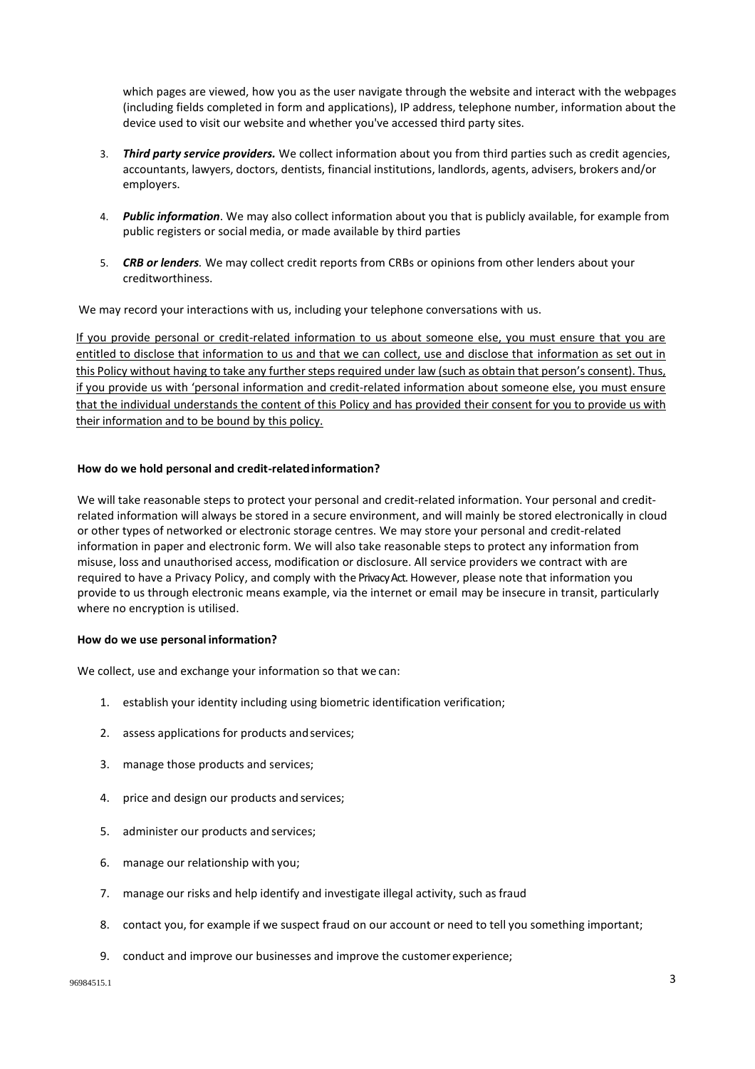which pages are viewed, how you as the user navigate through the website and interact with the webpages (including fields completed in form and applications), IP address, telephone number, information about the device used to visit our website and whether you've accessed third party sites.

3. ***Third party service providers.*** We collect information about you from third parties such as credit agencies, accountants, lawyers, doctors, dentists, financial institutions, landlords, agents, advisers, brokers and/or employers.

4. ***Public information***. We may also collect information about you that is publicly available, for example from public registers or social media, or made available by third parties

5. ***CRB or lenders.*** We may collect credit reports from CRBs or opinions from other lenders about your creditworthiness.

We may record your interactions with us, including your telephone conversations with us.

<u>If you provide personal or credit-related information to us about someone else, you must ensure that you are entitled to disclose that information to us and that we can collect, use and disclose that information as set out in this Policy without having to take any further steps required under law (such as obtain that person's consent). Thus, if you provide us with 'personal information and credit-related information about someone else, you must ensure that the individual understands the content of this Policy and has provided their consent for you to provide us with their information and to be bound by this policy.</u>

**How do we hold personal and credit-related information?**

We will take reasonable steps to protect your personal and credit-related information. Your personal and credit-related information will always be stored in a secure environment, and will mainly be stored electronically in cloud or other types of networked or electronic storage centres. We may store your personal and credit-related information in paper and electronic form. We will also take reasonable steps to protect any information from misuse, loss and unauthorised access, modification or disclosure. All service providers we contract with are required to have a Privacy Policy, and comply with the Privacy Act. However, please note that information you provide to us through electronic means example, via the internet or email may be insecure in transit, particularly where no encryption is utilised.

**How do we use personal information?**

We collect, use and exchange your information so that we can:

1. establish your identity including using biometric identification verification;
2. assess applications for products and services;
3. manage those products and services;
4. price and design our products and services;
5. administer our products and services;
6. manage our relationship with you;
7. manage our risks and help identify and investigate illegal activity, such as fraud
8. contact you, for example if we suspect fraud on our account or need to tell you something important;
9. conduct and improve our businesses and improve the customer experience;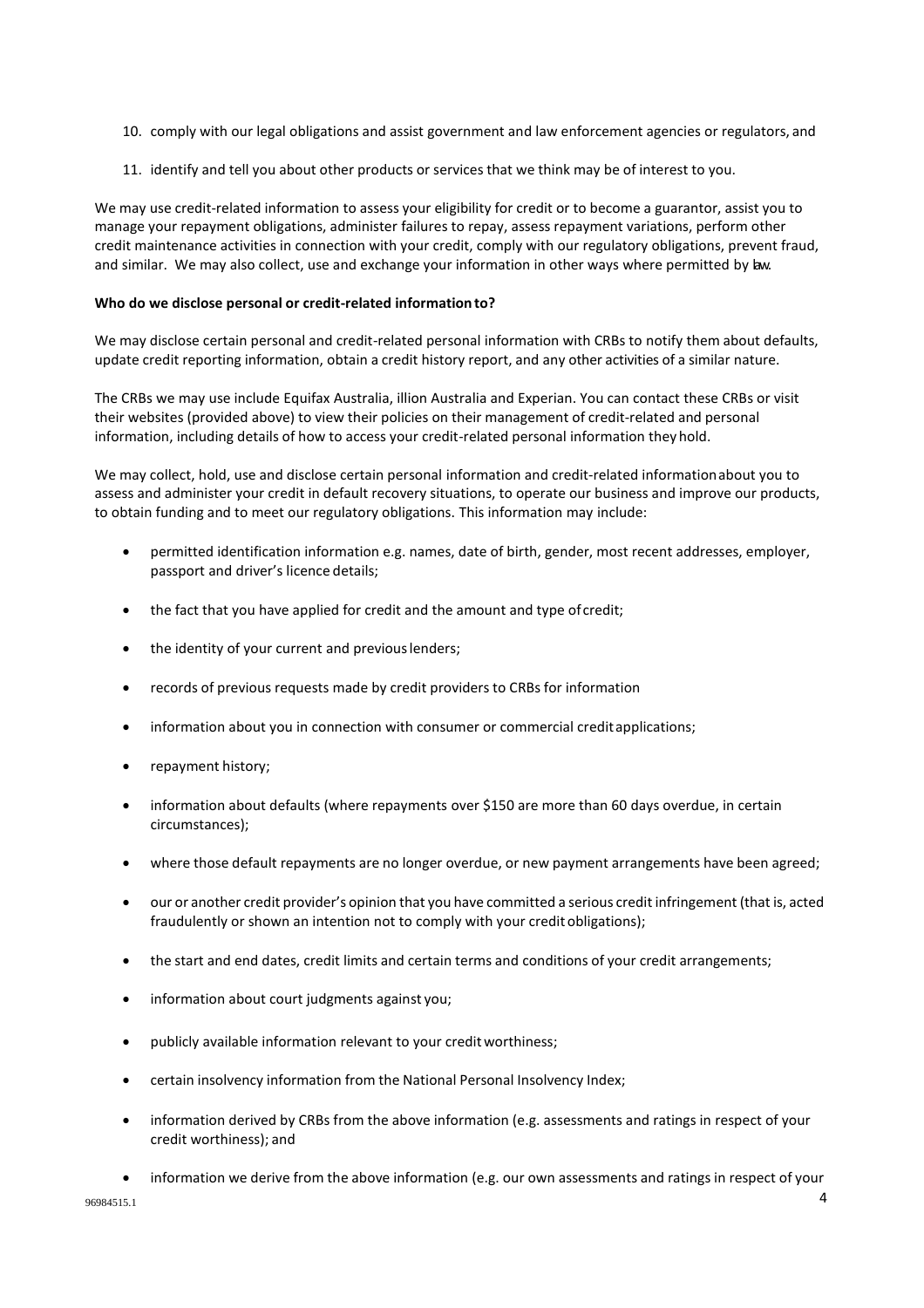10. comply with our legal obligations and assist government and law enforcement agencies or regulators, and
11. identify and tell you about other products or services that we think may be of interest to you.

We may use credit-related information to assess your eligibility for credit or to become a guarantor, assist you to manage your repayment obligations, administer failures to repay, assess repayment variations, perform other credit maintenance activities in connection with your credit, comply with our regulatory obligations, prevent fraud, and similar. We may also collect, use and exchange your information in other ways where permitted by law.

**Who do we disclose personal or credit-related information to?**

We may disclose certain personal and credit-related personal information with CRBs to notify them about defaults, update credit reporting information, obtain a credit history report, and any other activities of a similar nature.

The CRBs we may use include Equifax Australia, illion Australia and Experian. You can contact these CRBs or visit their websites (provided above) to view their policies on their management of credit-related and personal information, including details of how to access your credit-related personal information they hold.

We may collect, hold, use and disclose certain personal information and credit-related information about you to assess and administer your credit in default recovery situations, to operate our business and improve our products, to obtain funding and to meet our regulatory obligations. This information may include:

- permitted identification information e.g. names, date of birth, gender, most recent addresses, employer, passport and driver's licence details;
- the fact that you have applied for credit and the amount and type of credit;
- the identity of your current and previous lenders;
- records of previous requests made by credit providers to CRBs for information
- information about you in connection with consumer or commercial credit applications;
- repayment history;
- information about defaults (where repayments over $150 are more than 60 days overdue, in certain circumstances);
- where those default repayments are no longer overdue, or new payment arrangements have been agreed;
- our or another credit provider's opinion that you have committed a serious credit infringement (that is, acted fraudulently or shown an intention not to comply with your credit obligations);
- the start and end dates, credit limits and certain terms and conditions of your credit arrangements;
- information about court judgments against you;
- publicly available information relevant to your credit worthiness;
- certain insolvency information from the National Personal Insolvency Index;
- information derived by CRBs from the above information (e.g. assessments and ratings in respect of your credit worthiness); and
- information we derive from the above information (e.g. our own assessments and ratings in respect of your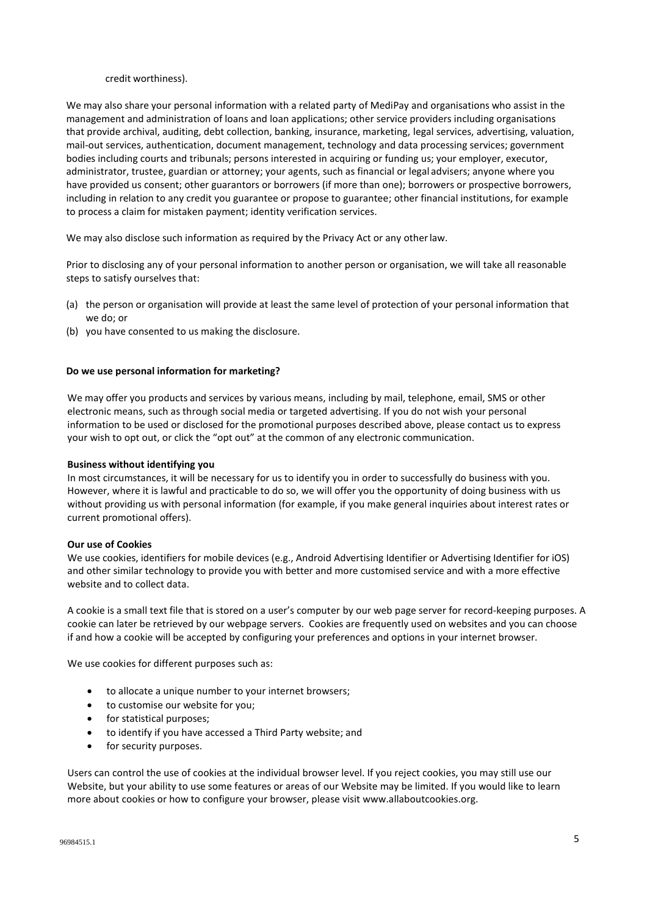credit worthiness).

We may also share your personal information with a related party of MediPay and organisations who assist in the management and administration of loans and loan applications; other service providers including organisations that provide archival, auditing, debt collection, banking, insurance, marketing, legal services, advertising, valuation, mail-out services, authentication, document management, technology and data processing services; government bodies including courts and tribunals; persons interested in acquiring or funding us; your employer, executor, administrator, trustee, guardian or attorney; your agents, such as financial or legal advisers; anyone where you have provided us consent; other guarantors or borrowers (if more than one); borrowers or prospective borrowers, including in relation to any credit you guarantee or propose to guarantee; other financial institutions, for example to process a claim for mistaken payment; identity verification services.

We may also disclose such information as required by the Privacy Act or any other law.

Prior to disclosing any of your personal information to another person or organisation, we will take all reasonable steps to satisfy ourselves that:

(a) the person or organisation will provide at least the same level of protection of your personal information that we do; or
(b) you have consented to us making the disclosure.

**Do we use personal information for marketing?**

We may offer you products and services by various means, including by mail, telephone, email, SMS or other electronic means, such as through social media or targeted advertising. If you do not wish your personal information to be used or disclosed for the promotional purposes described above, please contact us to express your wish to opt out, or click the "opt out" at the common of any electronic communication.

**Business without identifying you**

In most circumstances, it will be necessary for us to identify you in order to successfully do business with you. However, where it is lawful and practicable to do so, we will offer you the opportunity of doing business with us without providing us with personal information (for example, if you make general inquiries about interest rates or current promotional offers).

**Our use of Cookies**

We use cookies, identifiers for mobile devices (e.g., Android Advertising Identifier or Advertising Identifier for iOS) and other similar technology to provide you with better and more customised service and with a more effective website and to collect data.

A cookie is a small text file that is stored on a user's computer by our web page server for record-keeping purposes. A cookie can later be retrieved by our webpage servers. Cookies are frequently used on websites and you can choose if and how a cookie will be accepted by configuring your preferences and options in your internet browser.

We use cookies for different purposes such as:

- to allocate a unique number to your internet browsers;
- to customise our website for you;
- for statistical purposes;
- to identify if you have accessed a Third Party website; and
- for security purposes.

Users can control the use of cookies at the individual browser level. If you reject cookies, you may still use our Website, but your ability to use some features or areas of our Website may be limited. If you would like to learn more about cookies or how to configure your browser, please visit www.allaboutcookies.org.

96984515.1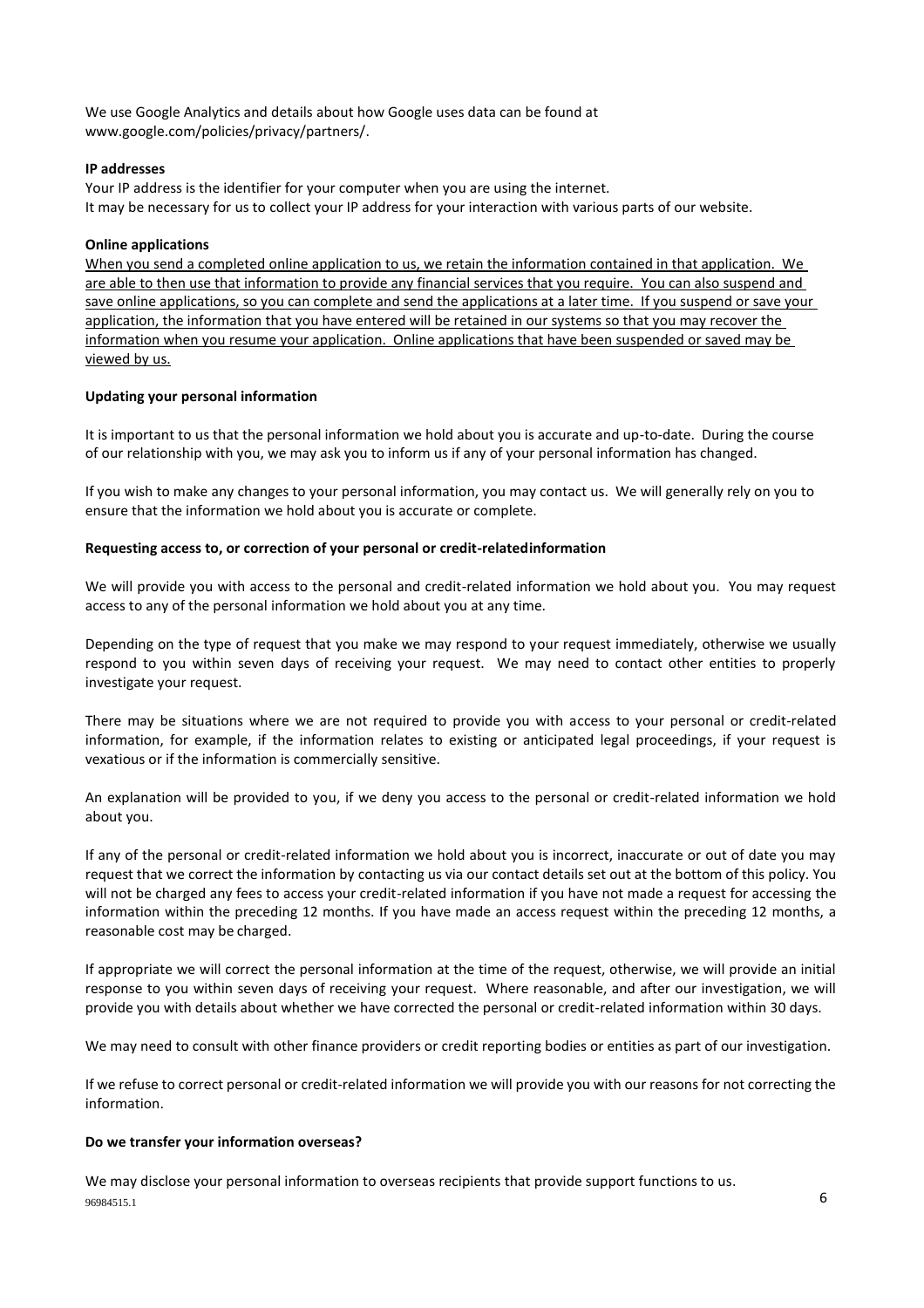We use Google Analytics and details about how Google uses data can be found at www.google.com/policies/privacy/partners/.

**IP addresses**

Your IP address is the identifier for your computer when you are using the internet.
It may be necessary for us to collect your IP address for your interaction with various parts of our website.

**Online applications**

<u>When you send a completed online application to us, we retain the information contained in that application. We are able to then use that information to provide any financial services that you require. You can also suspend and save online applications, so you can complete and send the applications at a later time. If you suspend or save your application, the information that you have entered will be retained in our systems so that you may recover the information when you resume your application. Online applications that have been suspended or saved may be viewed by us.</u>

**Updating your personal information**

It is important to us that the personal information we hold about you is accurate and up-to-date. During the course of our relationship with you, we may ask you to inform us if any of your personal information has changed.

If you wish to make any changes to your personal information, you may contact us. We will generally rely on you to ensure that the information we hold about you is accurate or complete.

**Requesting access to, or correction of your personal or credit-relatedinformation**

We will provide you with access to the personal and credit-related information we hold about you. You may request access to any of the personal information we hold about you at any time.

Depending on the type of request that you make we may respond to your request immediately, otherwise we usually respond to you within seven days of receiving your request. We may need to contact other entities to properly investigate your request.

There may be situations where we are not required to provide you with access to your personal or credit-related information, for example, if the information relates to existing or anticipated legal proceedings, if your request is vexatious or if the information is commercially sensitive.

An explanation will be provided to you, if we deny you access to the personal or credit-related information we hold about you.

If any of the personal or credit-related information we hold about you is incorrect, inaccurate or out of date you may request that we correct the information by contacting us via our contact details set out at the bottom of this policy. You will not be charged any fees to access your credit-related information if you have not made a request for accessing the information within the preceding 12 months. If you have made an access request within the preceding 12 months, a reasonable cost may be charged.

If appropriate we will correct the personal information at the time of the request, otherwise, we will provide an initial response to you within seven days of receiving your request. Where reasonable, and after our investigation, we will provide you with details about whether we have corrected the personal or credit-related information within 30 days.

We may need to consult with other finance providers or credit reporting bodies or entities as part of our investigation.

If we refuse to correct personal or credit-related information we will provide you with our reasons for not correcting the information.

**Do we transfer your information overseas?**

We may disclose your personal information to overseas recipients that provide support functions to us.

96984515.1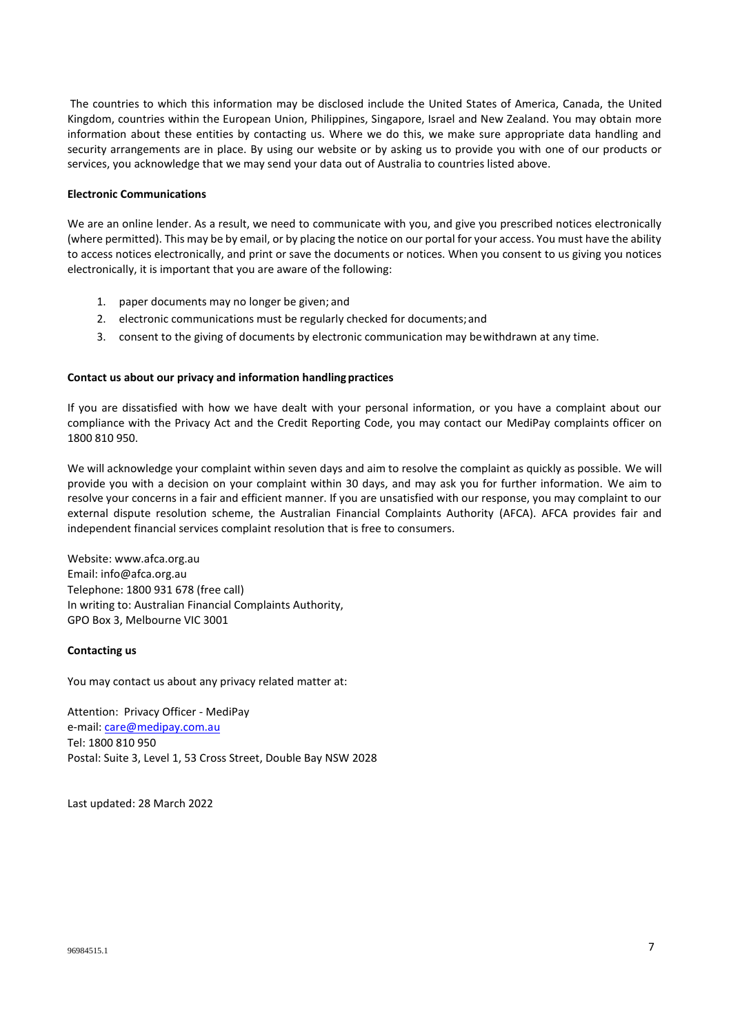The countries to which this information may be disclosed include the United States of America, Canada, the United Kingdom, countries within the European Union, Philippines, Singapore, Israel and New Zealand. You may obtain more information about these entities by contacting us. Where we do this, we make sure appropriate data handling and security arrangements are in place. By using our website or by asking us to provide you with one of our products or services, you acknowledge that we may send your data out of Australia to countries listed above.

**Electronic Communications**

We are an online lender. As a result, we need to communicate with you, and give you prescribed notices electronically (where permitted). This may be by email, or by placing the notice on our portal for your access. You must have the ability to access notices electronically, and print or save the documents or notices. When you consent to us giving you notices electronically, it is important that you are aware of the following:

1. paper documents may no longer be given; and
2. electronic communications must be regularly checked for documents; and
3. consent to the giving of documents by electronic communication may be withdrawn at any time.

**Contact us about our privacy and information handling practices**

If you are dissatisfied with how we have dealt with your personal information, or you have a complaint about our compliance with the Privacy Act and the Credit Reporting Code, you may contact our MediPay complaints officer on 1800 810 950.

We will acknowledge your complaint within seven days and aim to resolve the complaint as quickly as possible. We will provide you with a decision on your complaint within 30 days, and may ask you for further information. We aim to resolve your concerns in a fair and efficient manner. If you are unsatisfied with our response, you may complaint to our external dispute resolution scheme, the Australian Financial Complaints Authority (AFCA). AFCA provides fair and independent financial services complaint resolution that is free to consumers.

Website: www.afca.org.au
Email: info@afca.org.au
Telephone: 1800 931 678 (free call)
In writing to: Australian Financial Complaints Authority,
GPO Box 3, Melbourne VIC 3001

**Contacting us**

You may contact us about any privacy related matter at:

Attention: Privacy Officer - MediPay
e-mail: care@medipay.com.au
Tel: 1800 810 950
Postal: Suite 3, Level 1, 53 Cross Street, Double Bay NSW 2028

Last updated: 28 March 2022

96984515.1